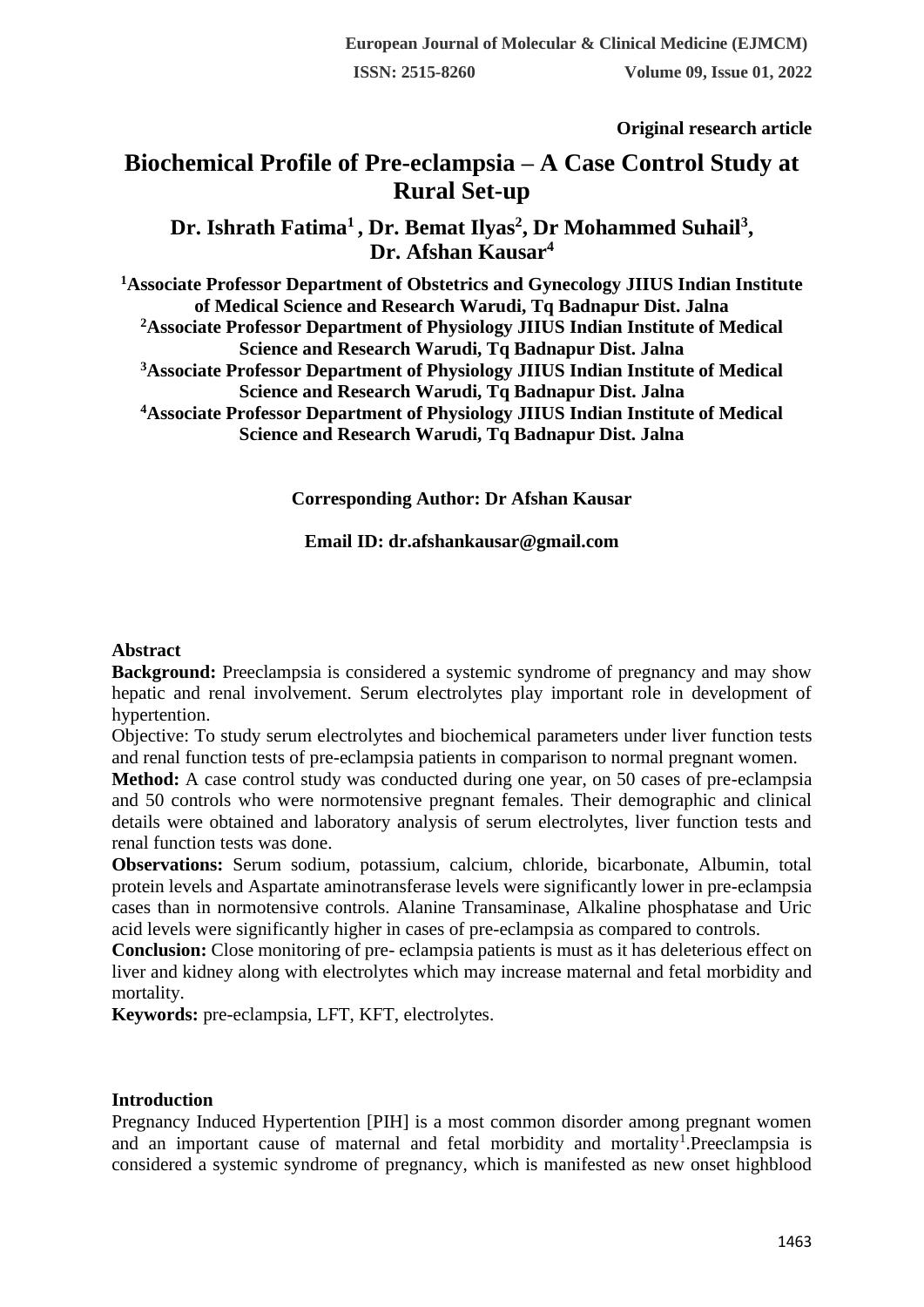Original research article

# Biochemical Profile of Pre-eclampsia – A Case Control Study at Rural Set-up

**Dr. Ishrath Fatima[1], Dr. Bemat Ilyas[2], Dr Mohammed Suhail[3], Dr. Afshan Kausar[4]**

**[1]Associate Professor Department of Obstetrics and Gynecology JIIUS Indian Institute of Medical Science and Research Warudi, Tq Badnapur Dist. Jalna**
**[2]Associate Professor Department of Physiology JIIUS Indian Institute of Medical Science and Research Warudi, Tq Badnapur Dist. Jalna**
**[3]Associate Professor Department of Physiology JIIUS Indian Institute of Medical Science and Research Warudi, Tq Badnapur Dist. Jalna**
**[4]Associate Professor Department of Physiology JIIUS Indian Institute of Medical Science and Research Warudi, Tq Badnapur Dist. Jalna**

**Corresponding Author: Dr Afshan Kausar**

**Email ID: dr.afshankausar@gmail.com**

## Abstract

**Background:** Preeclampsia is considered a systemic syndrome of pregnancy and may show hepatic and renal involvement. Serum electrolytes play important role in development of hypertention.

Objective: To study serum electrolytes and biochemical parameters under liver function tests and renal function tests of pre-eclampsia patients in comparison to normal pregnant women.

**Method:** A case control study was conducted during one year, on 50 cases of pre-eclampsia and 50 controls who were normotensive pregnant females. Their demographic and clinical details were obtained and laboratory analysis of serum electrolytes, liver function tests and renal function tests was done.

**Observations:** Serum sodium, potassium, calcium, chloride, bicarbonate, Albumin, total protein levels and Aspartate aminotransferase levels were significantly lower in pre-eclampsia cases than in normotensive controls. Alanine Transaminase, Alkaline phosphatase and Uric acid levels were significantly higher in cases of pre-eclampsia as compared to controls.

**Conclusion:** Close monitoring of pre- eclampsia patients is must as it has deleterious effect on liver and kidney along with electrolytes which may increase maternal and fetal morbidity and mortality.

**Keywords:** pre-eclampsia, LFT, KFT, electrolytes.

## Introduction

Pregnancy Induced Hypertention [PIH] is a most common disorder among pregnant women and an important cause of maternal and fetal morbidity and mortality[1].Preeclampsia is considered a systemic syndrome of pregnancy, which is manifested as new onset highblood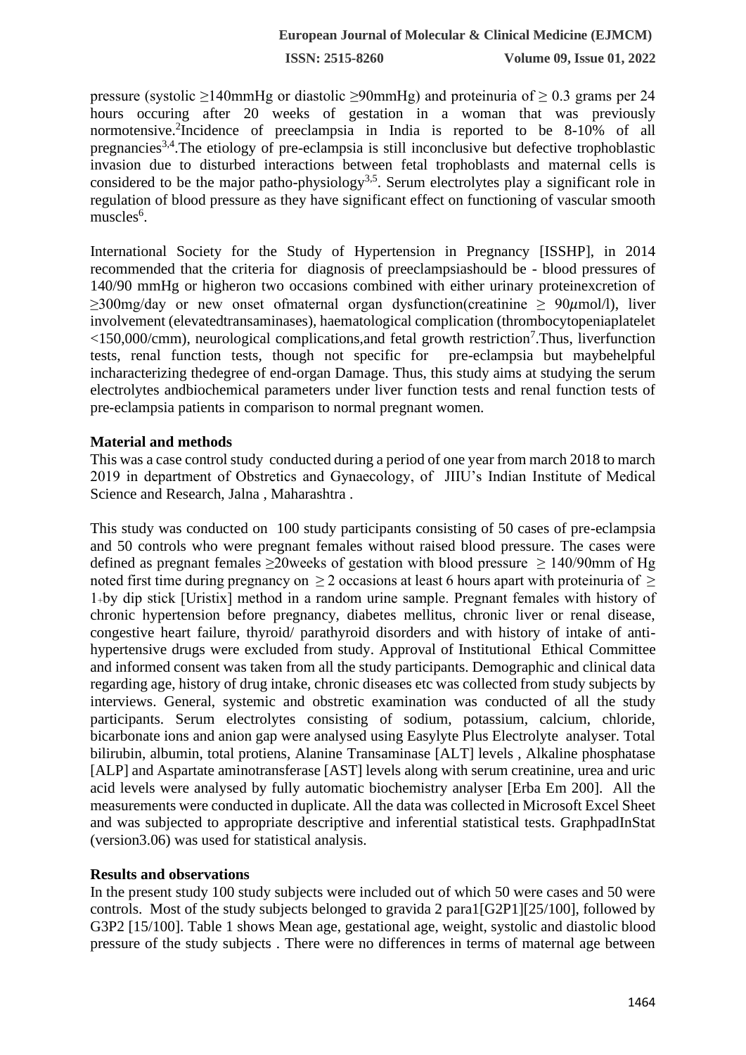pressure (systolic ≥140mmHg or diastolic ≥90mmHg) and proteinuria of ≥ 0.3 grams per 24 hours occuring after 20 weeks of gestation in a woman that was previously normotensive.[2]Incidence of preeclampsia in India is reported to be 8-10% of all pregnancies[3,4].The etiology of pre-eclampsia is still inconclusive but defective trophoblastic invasion due to disturbed interactions between fetal trophoblasts and maternal cells is considered to be the major patho-physiology[3,5]. Serum electrolytes play a significant role in regulation of blood pressure as they have significant effect on functioning of vascular smooth muscles[6].

International Society for the Study of Hypertension in Pregnancy [ISSHP], in 2014 recommended that the criteria for diagnosis of preeclampsiashould be - blood pressures of 140/90 mmHg or higheron two occasions combined with either urinary proteinexcretion of ≥300mg/day or new onset ofmaternal organ dysfunction(creatinine ≥ 90$\mu$mol/l), liver involvement (elevatedtransaminases), haematological complication (thrombocytopeniaplatelet <150,000/cmm), neurological complications,and fetal growth restriction[7].Thus, liverfunction tests, renal function tests, though not specific for pre-eclampsia but maybehelpful incharacterizing thedegree of end-organ Damage. Thus, this study aims at studying the serum electrolytes andbiochemical parameters under liver function tests and renal function tests of pre-eclampsia patients in comparison to normal pregnant women.

## Material and methods

This was a case control study conducted during a period of one year from march 2018 to march 2019 in department of Obstretics and Gynaecology, of JIIU's Indian Institute of Medical Science and Research, Jalna , Maharashtra .

This study was conducted on 100 study participants consisting of 50 cases of pre-eclampsia and 50 controls who were pregnant females without raised blood pressure. The cases were defined as pregnant females ≥20weeks of gestation with blood pressure ≥ 140/90mm of Hg noted first time during pregnancy on ≥ 2 occasions at least 6 hours apart with proteinuria of ≥ 1+by dip stick [Uristix] method in a random urine sample. Pregnant females with history of chronic hypertension before pregnancy, diabetes mellitus, chronic liver or renal disease, congestive heart failure, thyroid/ parathyroid disorders and with history of intake of anti-hypertensive drugs were excluded from study. Approval of Institutional Ethical Committee and informed consent was taken from all the study participants. Demographic and clinical data regarding age, history of drug intake, chronic diseases etc was collected from study subjects by interviews. General, systemic and obstretic examination was conducted of all the study participants. Serum electrolytes consisting of sodium, potassium, calcium, chloride, bicarbonate ions and anion gap were analysed using Easylyte Plus Electrolyte analyser. Total bilirubin, albumin, total protiens, Alanine Transaminase [ALT] levels , Alkaline phosphatase [ALP] and Aspartate aminotransferase [AST] levels along with serum creatinine, urea and uric acid levels were analysed by fully automatic biochemistry analyser [Erba Em 200]. All the measurements were conducted in duplicate. All the data was collected in Microsoft Excel Sheet and was subjected to appropriate descriptive and inferential statistical tests. GraphpadInStat (version3.06) was used for statistical analysis.

## Results and observations

In the present study 100 study subjects were included out of which 50 were cases and 50 were controls. Most of the study subjects belonged to gravida 2 para1[G2P1][25/100], followed by G3P2 [15/100]. Table 1 shows Mean age, gestational age, weight, systolic and diastolic blood pressure of the study subjects . There were no differences in terms of maternal age between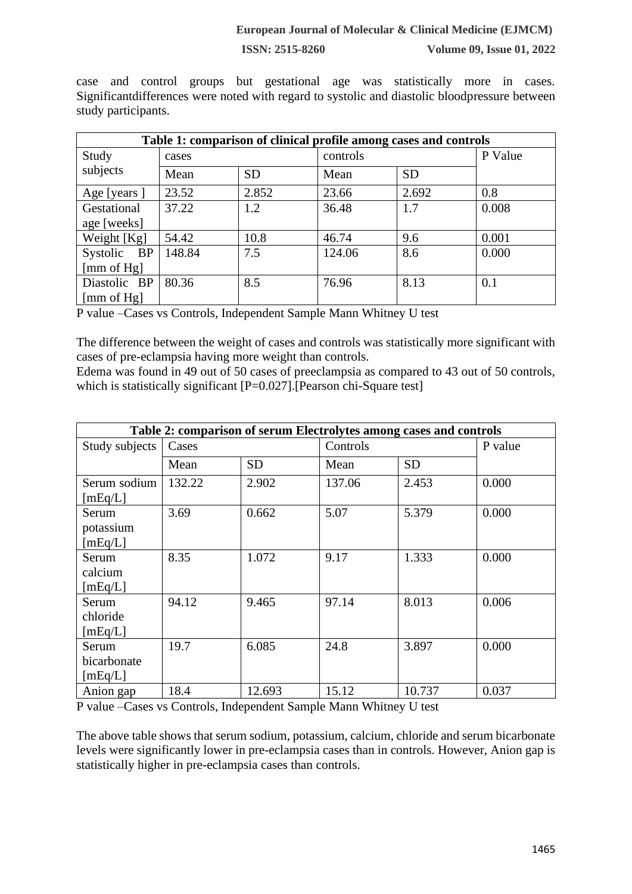case and control groups but gestational age was statistically more in cases. Significantdifferences were noted with regard to systolic and diastolic bloodpressure between study participants.

| Table 1: comparison of clinical profile among cases and controls | | | | | |
|---|---|---|---|---|---|
| Study subjects | cases | | controls | | P Value |
| | Mean | SD | Mean | SD | |
| Age [years ] | 23.52 | 2.852 | 23.66 | 2.692 | 0.8 |
| Gestational age [weeks] | 37.22 | 1.2 | 36.48 | 1.7 | 0.008 |
| Weight [Kg] | 54.42 | 10.8 | 46.74 | 9.6 | 0.001 |
| Systolic BP [mm of Hg] | 148.84 | 7.5 | 124.06 | 8.6 | 0.000 |
| Diastolic BP [mm of Hg] | 80.36 | 8.5 | 76.96 | 8.13 | 0.1 |

P value –Cases vs Controls, Independent Sample Mann Whitney U test

The difference between the weight of cases and controls was statistically more significant with cases of pre-eclampsia having more weight than controls.
Edema was found in 49 out of 50 cases of preeclampsia as compared to 43 out of 50 controls, which is statistically significant [P=0.027].[Pearson chi-Square test]

| Table 2: comparison of serum Electrolytes among cases and controls | | | | | |
|---|---|---|---|---|---|
| Study subjects | Cases | | Controls | | P value |
| | Mean | SD | Mean | SD | |
| Serum sodium [mEq/L] | 132.22 | 2.902 | 137.06 | 2.453 | 0.000 |
| Serum potassium [mEq/L] | 3.69 | 0.662 | 5.07 | 5.379 | 0.000 |
| Serum calcium [mEq/L] | 8.35 | 1.072 | 9.17 | 1.333 | 0.000 |
| Serum chloride [mEq/L] | 94.12 | 9.465 | 97.14 | 8.013 | 0.006 |
| Serum bicarbonate [mEq/L] | 19.7 | 6.085 | 24.8 | 3.897 | 0.000 |
| Anion gap | 18.4 | 12.693 | 15.12 | 10.737 | 0.037 |

P value –Cases vs Controls, Independent Sample Mann Whitney U test

The above table shows that serum sodium, potassium, calcium, chloride and serum bicarbonate levels were significantly lower in pre-eclampsia cases than in controls. However, Anion gap is statistically higher in pre-eclampsia cases than controls.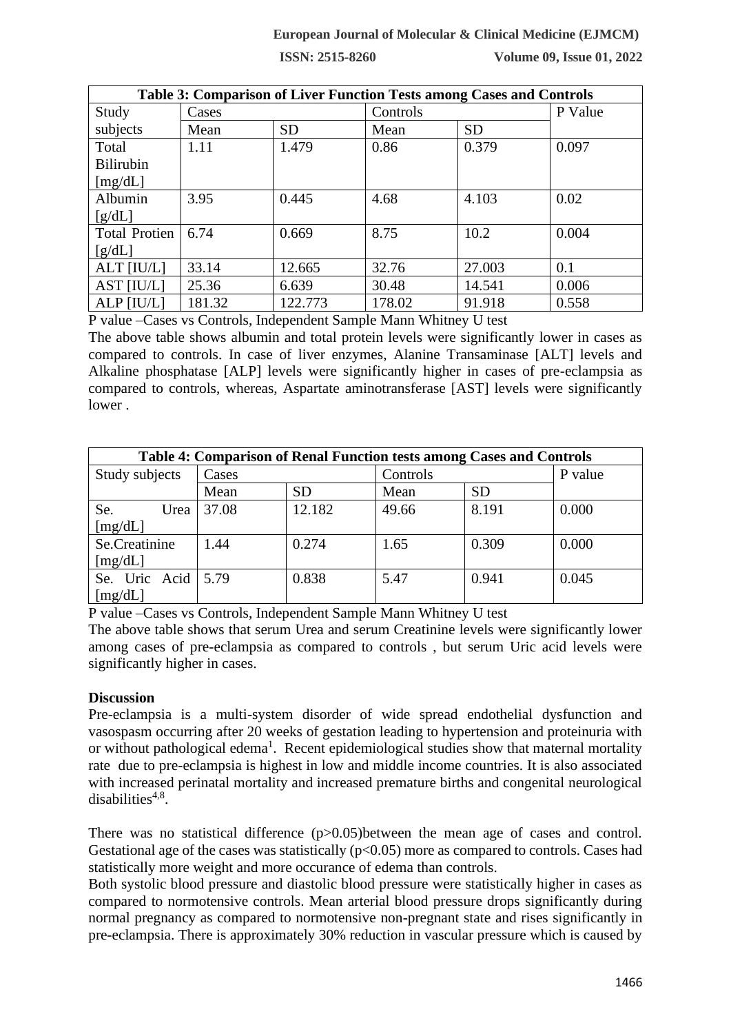| Table 3: Comparison of Liver Function Tests among Cases and Controls | | | | | |
|---|---|---|---|---|---|
| Study subjects | Cases | | Controls | | P Value |
| | Mean | SD | Mean | SD | |
| Total Bilirubin [mg/dL] | 1.11 | 1.479 | 0.86 | 0.379 | 0.097 |
| Albumin [g/dL] | 3.95 | 0.445 | 4.68 | 4.103 | 0.02 |
| Total Protien [g/dL] | 6.74 | 0.669 | 8.75 | 10.2 | 0.004 |
| ALT [IU/L] | 33.14 | 12.665 | 32.76 | 27.003 | 0.1 |
| AST [IU/L] | 25.36 | 6.639 | 30.48 | 14.541 | 0.006 |
| ALP [IU/L] | 181.32 | 122.773 | 178.02 | 91.918 | 0.558 |

P value –Cases vs Controls, Independent Sample Mann Whitney U test

The above table shows albumin and total protein levels were significantly lower in cases as compared to controls. In case of liver enzymes, Alanine Transaminase [ALT] levels and Alkaline phosphatase [ALP] levels were significantly higher in cases of pre-eclampsia as compared to controls, whereas, Aspartate aminotransferase [AST] levels were significantly lower .

| Table 4: Comparison of Renal Function tests among Cases and Controls | | | | | |
|---|---|---|---|---|---|
| Study subjects | Cases | | Controls | | P value |
| | Mean | SD | Mean | SD | |
| Se. Urea [mg/dL] | 37.08 | 12.182 | 49.66 | 8.191 | 0.000 |
| Se.Creatinine [mg/dL] | 1.44 | 0.274 | 1.65 | 0.309 | 0.000 |
| Se. Uric Acid [mg/dL] | 5.79 | 0.838 | 5.47 | 0.941 | 0.045 |

P value –Cases vs Controls, Independent Sample Mann Whitney U test

The above table shows that serum Urea and serum Creatinine levels were significantly lower among cases of pre-eclampsia as compared to controls , but serum Uric acid levels were significantly higher in cases.

## Discussion

Pre-eclampsia is a multi-system disorder of wide spread endothelial dysfunction and vasospasm occurring after 20 weeks of gestation leading to hypertension and proteinuria with or without pathological edema[1]. Recent epidemiological studies show that maternal mortality rate due to pre-eclampsia is highest in low and middle income countries. It is also associated with increased perinatal mortality and increased premature births and congenital neurological disabilities[4,8].

There was no statistical difference ($p>0.05$)between the mean age of cases and control. Gestational age of the cases was statistically ($p<0.05$) more as compared to controls. Cases had statistically more weight and more occurance of edema than controls.

Both systolic blood pressure and diastolic blood pressure were statistically higher in cases as compared to normotensive controls. Mean arterial blood pressure drops significantly during normal pregnancy as compared to normotensive non-pregnant state and rises significantly in pre-eclampsia. There is approximately 30% reduction in vascular pressure which is caused by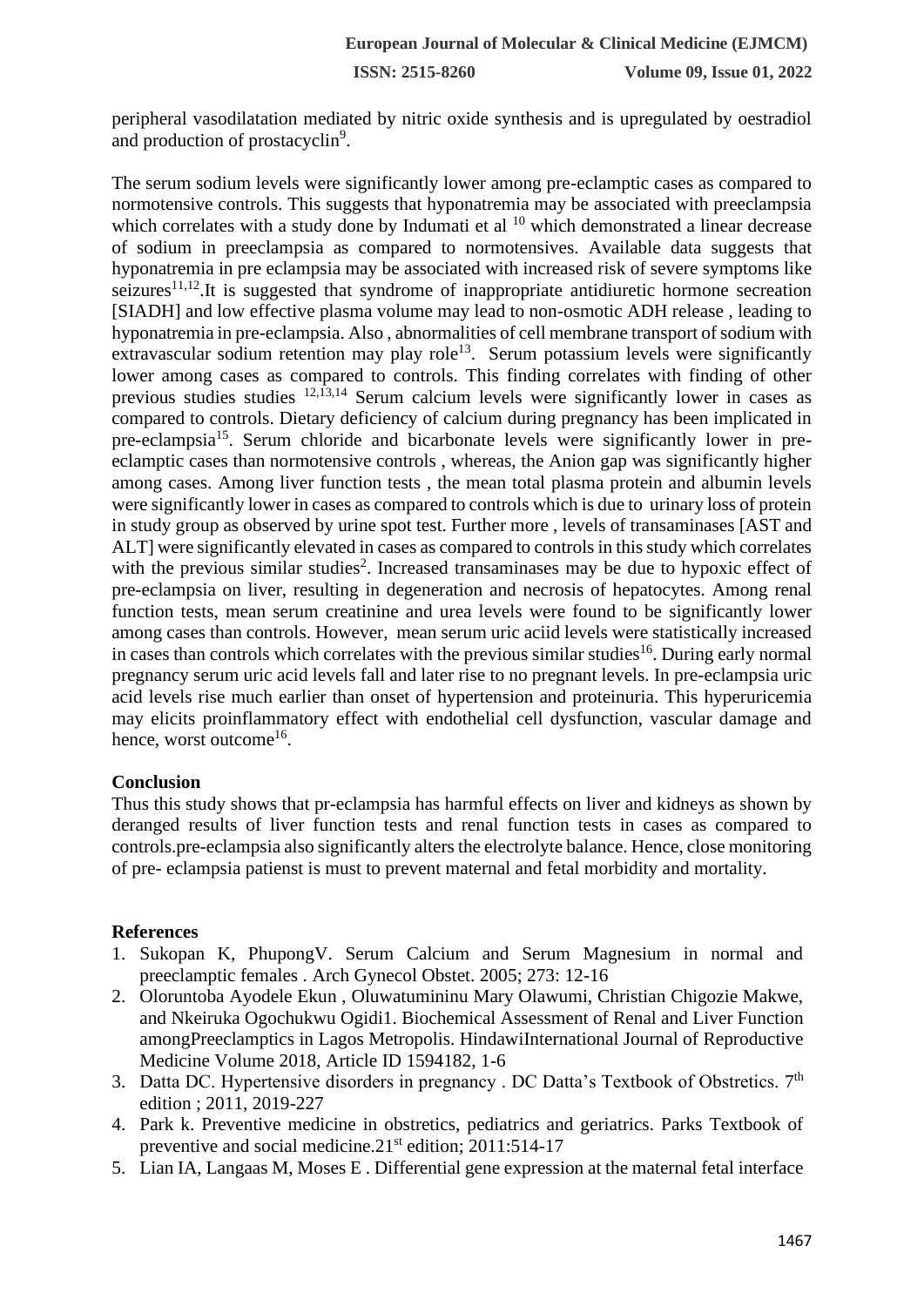peripheral vasodilatation mediated by nitric oxide synthesis and is upregulated by oestradiol and production of prostacyclin[9].

The serum sodium levels were significantly lower among pre-eclamptic cases as compared to normotensive controls. This suggests that hyponatremia may be associated with preeclampsia which correlates with a study done by Indumati et al [10] which demonstrated a linear decrease of sodium in preeclampsia as compared to normotensives. Available data suggests that hyponatremia in pre eclampsia may be associated with increased risk of severe symptoms like seizures[11,12].It is suggested that syndrome of inappropriate antidiuretic hormone secreation [SIADH] and low effective plasma volume may lead to non-osmotic ADH release , leading to hyponatremia in pre-eclampsia. Also , abnormalities of cell membrane transport of sodium with extravascular sodium retention may play role[13]. Serum potassium levels were significantly lower among cases as compared to controls. This finding correlates with finding of other previous studies studies [12,13,14] Serum calcium levels were significantly lower in cases as compared to controls. Dietary deficiency of calcium during pregnancy has been implicated in pre-eclampsia[15]. Serum chloride and bicarbonate levels were significantly lower in pre-eclamptic cases than normotensive controls , whereas, the Anion gap was significantly higher among cases. Among liver function tests , the mean total plasma protein and albumin levels were significantly lower in cases as compared to controls which is due to urinary loss of protein in study group as observed by urine spot test. Further more , levels of transaminases [AST and ALT] were significantly elevated in cases as compared to controls in this study which correlates with the previous similar studies[2]. Increased transaminases may be due to hypoxic effect of pre-eclampsia on liver, resulting in degeneration and necrosis of hepatocytes. Among renal function tests, mean serum creatinine and urea levels were found to be significantly lower among cases than controls. However, mean serum uric aciid levels were statistically increased in cases than controls which correlates with the previous similar studies[16]. During early normal pregnancy serum uric acid levels fall and later rise to no pregnant levels. In pre-eclampsia uric acid levels rise much earlier than onset of hypertension and proteinuria. This hyperuricemia may elicits proinflammatory effect with endothelial cell dysfunction, vascular damage and hence, worst outcome[16].

## Conclusion

Thus this study shows that pr-eclampsia has harmful effects on liver and kidneys as shown by deranged results of liver function tests and renal function tests in cases as compared to controls.pre-eclampsia also significantly alters the electrolyte balance. Hence, close monitoring of pre- eclampsia patienst is must to prevent maternal and fetal morbidity and mortality.

## References

1. Sukopan K, PhupongV. Serum Calcium and Serum Magnesium in normal and preeclamptic females . Arch Gynecol Obstet. 2005; 273: 12-16
2. Oloruntoba Ayodele Ekun , Oluwatumininu Mary Olawumi, Christian Chigozie Makwe, and Nkeiruka Ogochukwu Ogidi1. Biochemical Assessment of Renal and Liver Function amongPreeclamptics in Lagos Metropolis. HindawiInternational Journal of Reproductive Medicine Volume 2018, Article ID 1594182, 1-6
3. Datta DC. Hypertensive disorders in pregnancy . DC Datta's Textbook of Obstretics. 7th edition ; 2011, 2019-227
4. Park k. Preventive medicine in obstretics, pediatrics and geriatrics. Parks Textbook of preventive and social medicine.21st edition; 2011:514-17
5. Lian IA, Langaas M, Moses E . Differential gene expression at the maternal fetal interface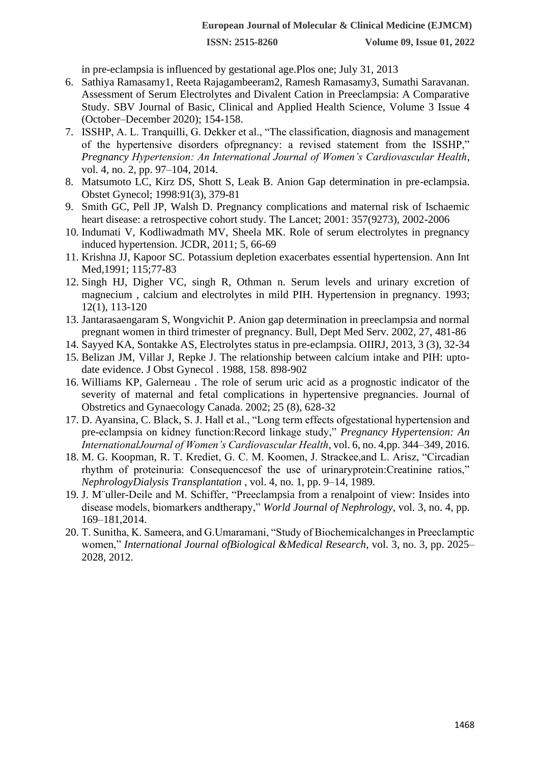in pre-eclampsia is influenced by gestational age.Plos one; July 31, 2013

6. Sathiya Ramasamy1, Reeta Rajagambeeram2, Ramesh Ramasamy3, Sumathi Saravanan. Assessment of Serum Electrolytes and Divalent Cation in Preeclampsia: A Comparative Study. SBV Journal of Basic, Clinical and Applied Health Science, Volume 3 Issue 4 (October–December 2020); 154-158.
7. ISSHP, A. L. Tranquilli, G. Dekker et al., "The classification, diagnosis and management of the hypertensive disorders ofpregnancy: a revised statement from the ISSHP," *Pregnancy Hypertension: An International Journal of Women's Cardiovascular Health*, vol. 4, no. 2, pp. 97–104, 2014.
8. Matsumoto LC, Kirz DS, Shott S, Leak B. Anion Gap determination in pre-eclampsia. Obstet Gynecol; 1998:91(3), 379-81
9. Smith GC, Pell JP, Walsh D. Pregnancy complications and maternal risk of Ischaemic heart disease: a retrospective cohort study. The Lancet; 2001: 357(9273), 2002-2006
10. Indumati V, Kodliwadmath MV, Sheela MK. Role of serum electrolytes in pregnancy induced hypertension. JCDR, 2011; 5, 66-69
11. Krishna JJ, Kapoor SC. Potassium depletion exacerbates essential hypertension. Ann Int Med,1991; 115;77-83
12. Singh HJ, Digher VC, singh R, Othman n. Serum levels and urinary excretion of magnecium , calcium and electrolytes in mild PIH. Hypertension in pregnancy. 1993; 12(1), 113-120
13. Jantarasaengaram S, Wongvichit P. Anion gap determination in preeclampsia and normal pregnant women in third trimester of pregnancy. Bull, Dept Med Serv. 2002, 27, 481-86
14. Sayyed KA, Sontakke AS, Electrolytes status in pre-eclampsia. OIIRJ, 2013, 3 (3), 32-34
15. Belizan JM, Villar J, Repke J. The relationship between calcium intake and PIH: upto-date evidence. J Obst Gynecol . 1988, 158. 898-902
16. Williams KP, Galerneau . The role of serum uric acid as a prognostic indicator of the severity of maternal and fetal complications in hypertensive pregnancies. Journal of Obstretics and Gynaecology Canada. 2002; 25 (8), 628-32
17. D. Ayansina, C. Black, S. J. Hall et al., "Long term effects ofgestational hypertension and pre-eclampsia on kidney function:Record linkage study," *Pregnancy Hypertension: An InternationalJournal of Women's Cardiovascular Health*, vol. 6, no. 4,pp. 344–349, 2016.
18. M. G. Koopman, R. T. Krediet, G. C. M. Koomen, J. Strackee,and L. Arisz, "Circadian rhythm of proteinuria: Consequencesof the use of urinaryprotein:Creatinine ratios," *NephrologyDialysis Transplantation* , vol. 4, no. 1, pp. 9–14, 1989.
19. J. M¨uller-Deile and M. Schiffer, "Preeclampsia from a renalpoint of view: Insides into disease models, biomarkers andtherapy," *World Journal of Nephrology*, vol. 3, no. 4, pp. 169–181,2014.
20. T. Sunitha, K. Sameera, and G.Umaramani, "Study of Biochemicalchanges in Preeclamptic women," *International Journal ofBiological &Medical Research*, vol. 3, no. 3, pp. 2025–2028, 2012.